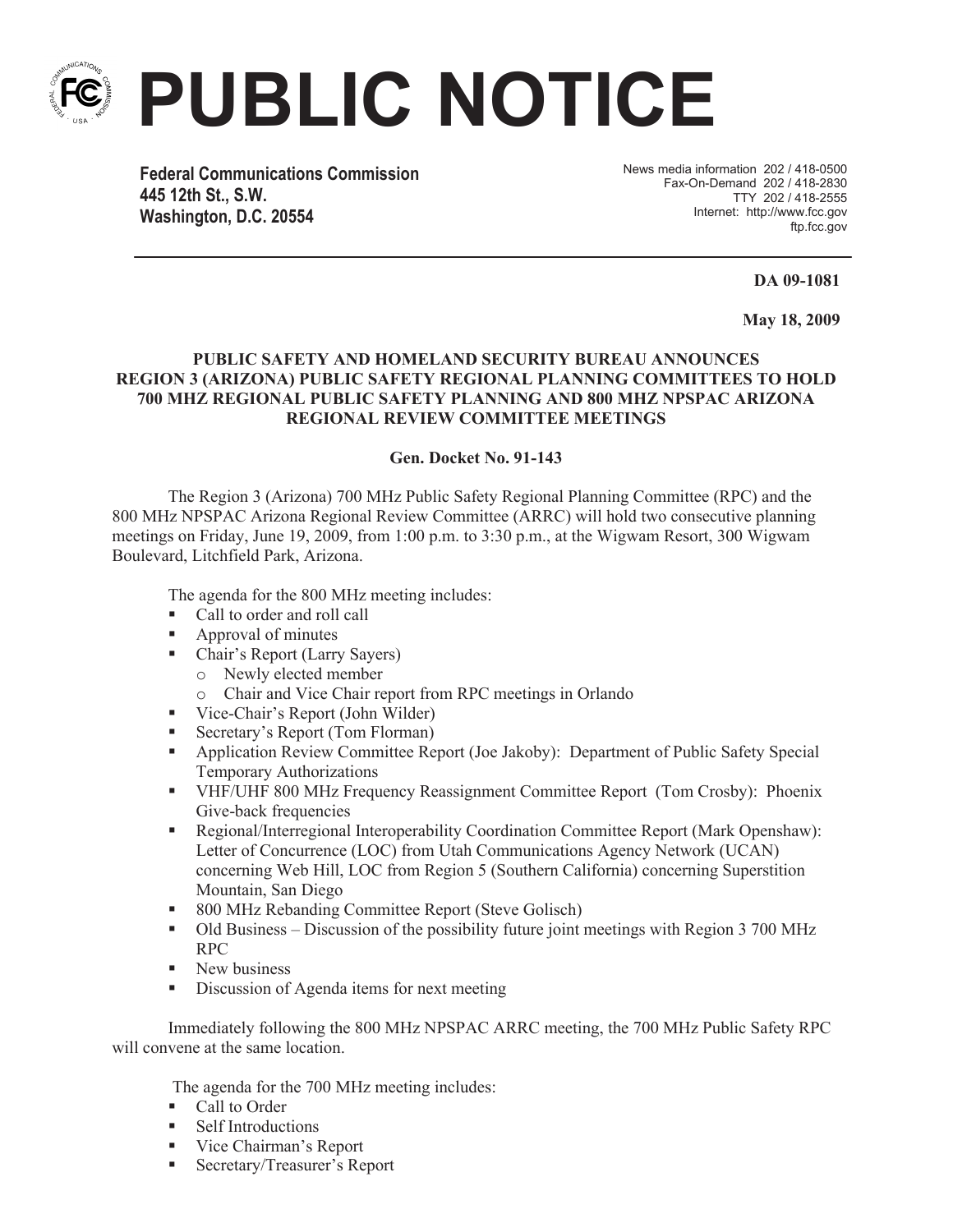# PUBLIC NOTICE

**Federal Communications Commission**
**445 12th St., S.W.**
**Washington, D.C. 20554**

News media information 202 / 418-0500
Fax-On-Demand 202 / 418-2830
TTY 202 / 418-2555
Internet: http://www.fcc.gov
ftp.fcc.gov

**DA 09-1081**

**May 18, 2009**

**PUBLIC SAFETY AND HOMELAND SECURITY BUREAU ANNOUNCES REGION 3 (ARIZONA) PUBLIC SAFETY REGIONAL PLANNING COMMITTEES TO HOLD 700 MHZ REGIONAL PUBLIC SAFETY PLANNING AND 800 MHZ NPSPAC ARIZONA REGIONAL REVIEW COMMITTEE MEETINGS**

**Gen. Docket No. 91-143**

The Region 3 (Arizona) 700 MHz Public Safety Regional Planning Committee (RPC) and the 800 MHz NPSPAC Arizona Regional Review Committee (ARRC) will hold two consecutive planning meetings on Friday, June 19, 2009, from 1:00 p.m. to 3:30 p.m., at the Wigwam Resort, 300 Wigwam Boulevard, Litchfield Park, Arizona.

The agenda for the 800 MHz meeting includes:

- Call to order and roll call
- Approval of minutes
- Chair's Report (Larry Sayers)
  - Newly elected member
  - Chair and Vice Chair report from RPC meetings in Orlando
- Vice-Chair's Report (John Wilder)
- Secretary's Report (Tom Florman)
- Application Review Committee Report (Joe Jakoby): Department of Public Safety Special Temporary Authorizations
- VHF/UHF 800 MHz Frequency Reassignment Committee Report (Tom Crosby): Phoenix Give-back frequencies
- Regional/Interregional Interoperability Coordination Committee Report (Mark Openshaw): Letter of Concurrence (LOC) from Utah Communications Agency Network (UCAN) concerning Web Hill, LOC from Region 5 (Southern California) concerning Superstition Mountain, San Diego
- 800 MHz Rebanding Committee Report (Steve Golisch)
- Old Business – Discussion of the possibility future joint meetings with Region 3 700 MHz RPC
- New business
- Discussion of Agenda items for next meeting

Immediately following the 800 MHz NPSPAC ARRC meeting, the 700 MHz Public Safety RPC will convene at the same location.

The agenda for the 700 MHz meeting includes:

- Call to Order
- Self Introductions
- Vice Chairman's Report
- Secretary/Treasurer's Report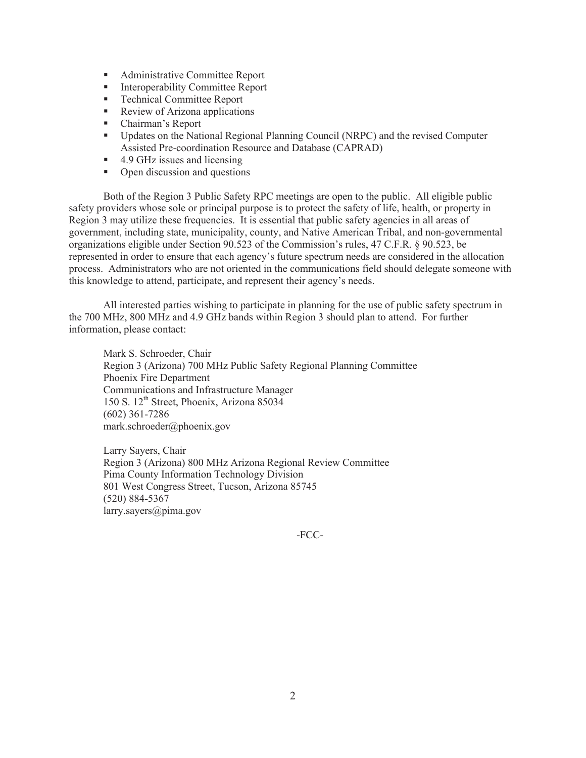- Administrative Committee Report
- Interoperability Committee Report
- Technical Committee Report
- Review of Arizona applications
- Chairman's Report
- Updates on the National Regional Planning Council (NRPC) and the revised Computer Assisted Pre-coordination Resource and Database (CAPRAD)
- 4.9 GHz issues and licensing
- Open discussion and questions

Both of the Region 3 Public Safety RPC meetings are open to the public. All eligible public safety providers whose sole or principal purpose is to protect the safety of life, health, or property in Region 3 may utilize these frequencies. It is essential that public safety agencies in all areas of government, including state, municipality, county, and Native American Tribal, and non-governmental organizations eligible under Section 90.523 of the Commission's rules, 47 C.F.R. § 90.523, be represented in order to ensure that each agency's future spectrum needs are considered in the allocation process. Administrators who are not oriented in the communications field should delegate someone with this knowledge to attend, participate, and represent their agency's needs.

All interested parties wishing to participate in planning for the use of public safety spectrum in the 700 MHz, 800 MHz and 4.9 GHz bands within Region 3 should plan to attend. For further information, please contact:

Mark S. Schroeder, Chair
Region 3 (Arizona) 700 MHz Public Safety Regional Planning Committee
Phoenix Fire Department
Communications and Infrastructure Manager
150 S. 12th Street, Phoenix, Arizona 85034
(602) 361-7286
mark.schroeder@phoenix.gov

Larry Sayers, Chair
Region 3 (Arizona) 800 MHz Arizona Regional Review Committee
Pima County Information Technology Division
801 West Congress Street, Tucson, Arizona 85745
(520) 884-5367
larry.sayers@pima.gov

-FCC-